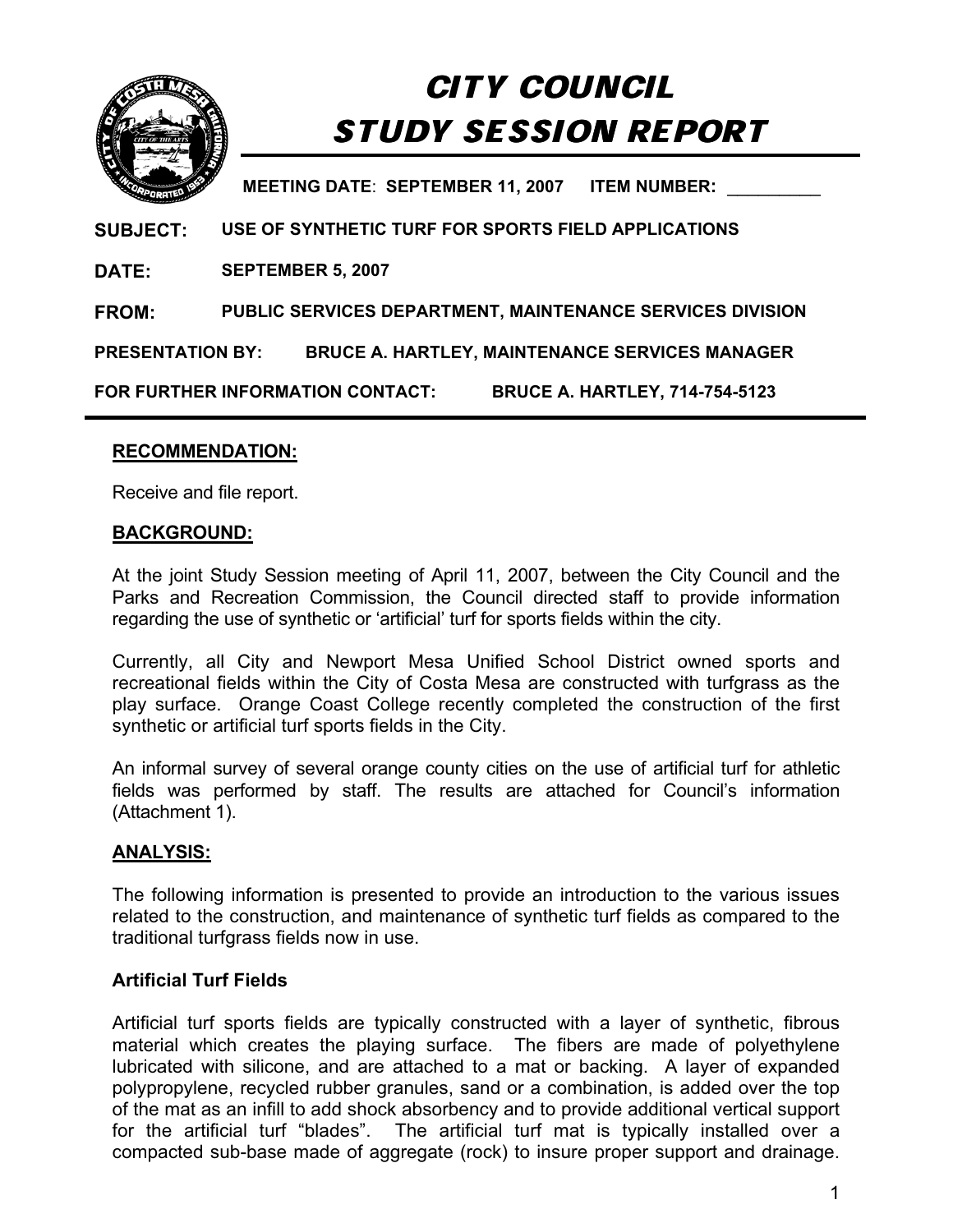# CITY COUNCIL STUDY SESSION REPORT

**MEETING DATE: SEPTEMBER 11, 2007 ITEM NUMBER: __________**

**SUBJECT:** USE OF SYNTHETIC TURF FOR SPORTS FIELD APPLICATIONS

**DATE:** SEPTEMBER 5, 2007

**FROM:** PUBLIC SERVICES DEPARTMENT, MAINTENANCE SERVICES DIVISION

**PRESENTATION BY:** BRUCE A. HARTLEY, MAINTENANCE SERVICES MANAGER

**FOR FURTHER INFORMATION CONTACT:** BRUCE A. HARTLEY, 714-754-5123

---

## RECOMMENDATION:

Receive and file report.

## BACKGROUND:

At the joint Study Session meeting of April 11, 2007, between the City Council and the Parks and Recreation Commission, the Council directed staff to provide information regarding the use of synthetic or 'artificial' turf for sports fields within the city.

Currently, all City and Newport Mesa Unified School District owned sports and recreational fields within the City of Costa Mesa are constructed with turfgrass as the play surface. Orange Coast College recently completed the construction of the first synthetic or artificial turf sports fields in the City.

An informal survey of several orange county cities on the use of artificial turf for athletic fields was performed by staff. The results are attached for Council's information (Attachment 1).

## ANALYSIS:

The following information is presented to provide an introduction to the various issues related to the construction, and maintenance of synthetic turf fields as compared to the traditional turfgrass fields now in use.

### Artificial Turf Fields

Artificial turf sports fields are typically constructed with a layer of synthetic, fibrous material which creates the playing surface. The fibers are made of polyethylene lubricated with silicone, and are attached to a mat or backing. A layer of expanded polypropylene, recycled rubber granules, sand or a combination, is added over the top of the mat as an infill to add shock absorbency and to provide additional vertical support for the artificial turf "blades". The artificial turf mat is typically installed over a compacted sub-base made of aggregate (rock) to insure proper support and drainage.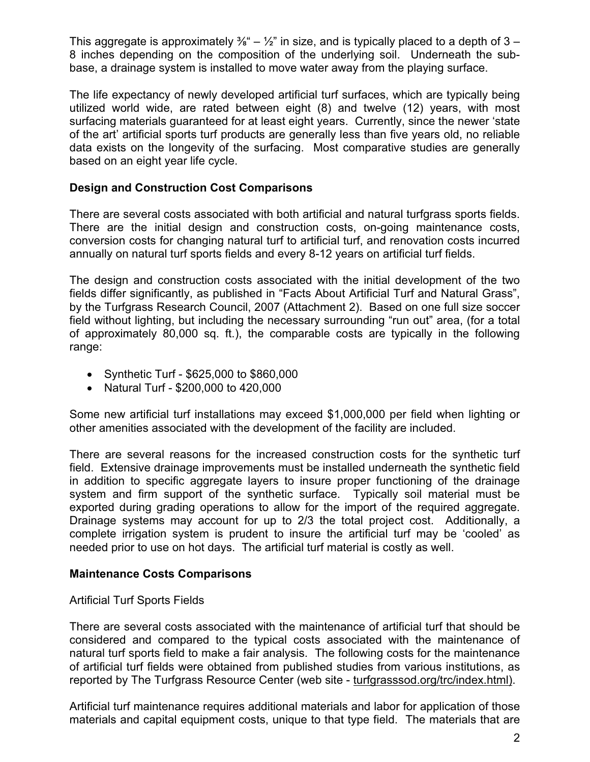This aggregate is approximately ⅜" – ½" in size, and is typically placed to a depth of 3 – 8 inches depending on the composition of the underlying soil. Underneath the sub-base, a drainage system is installed to move water away from the playing surface.

The life expectancy of newly developed artificial turf surfaces, which are typically being utilized world wide, are rated between eight (8) and twelve (12) years, with most surfacing materials guaranteed for at least eight years. Currently, since the newer 'state of the art' artificial sports turf products are generally less than five years old, no reliable data exists on the longevity of the surfacing. Most comparative studies are generally based on an eight year life cycle.

**Design and Construction Cost Comparisons**

There are several costs associated with both artificial and natural turfgrass sports fields. There are the initial design and construction costs, on-going maintenance costs, conversion costs for changing natural turf to artificial turf, and renovation costs incurred annually on natural turf sports fields and every 8-12 years on artificial turf fields.

The design and construction costs associated with the initial development of the two fields differ significantly, as published in "Facts About Artificial Turf and Natural Grass", by the Turfgrass Research Council, 2007 (Attachment 2). Based on one full size soccer field without lighting, but including the necessary surrounding "run out" area, (for a total of approximately 80,000 sq. ft.), the comparable costs are typically in the following range:

- Synthetic Turf - $625,000 to $860,000
- Natural Turf - $200,000 to 420,000

Some new artificial turf installations may exceed $1,000,000 per field when lighting or other amenities associated with the development of the facility are included.

There are several reasons for the increased construction costs for the synthetic turf field. Extensive drainage improvements must be installed underneath the synthetic field in addition to specific aggregate layers to insure proper functioning of the drainage system and firm support of the synthetic surface. Typically soil material must be exported during grading operations to allow for the import of the required aggregate. Drainage systems may account for up to 2/3 the total project cost. Additionally, a complete irrigation system is prudent to insure the artificial turf may be 'cooled' as needed prior to use on hot days. The artificial turf material is costly as well.

**Maintenance Costs Comparisons**

Artificial Turf Sports Fields

There are several costs associated with the maintenance of artificial turf that should be considered and compared to the typical costs associated with the maintenance of natural turf sports field to make a fair analysis. The following costs for the maintenance of artificial turf fields were obtained from published studies from various institutions, as reported by The Turfgrass Resource Center (web site - turfgrasssod.org/trc/index.html).

Artificial turf maintenance requires additional materials and labor for application of those materials and capital equipment costs, unique to that type field. The materials that are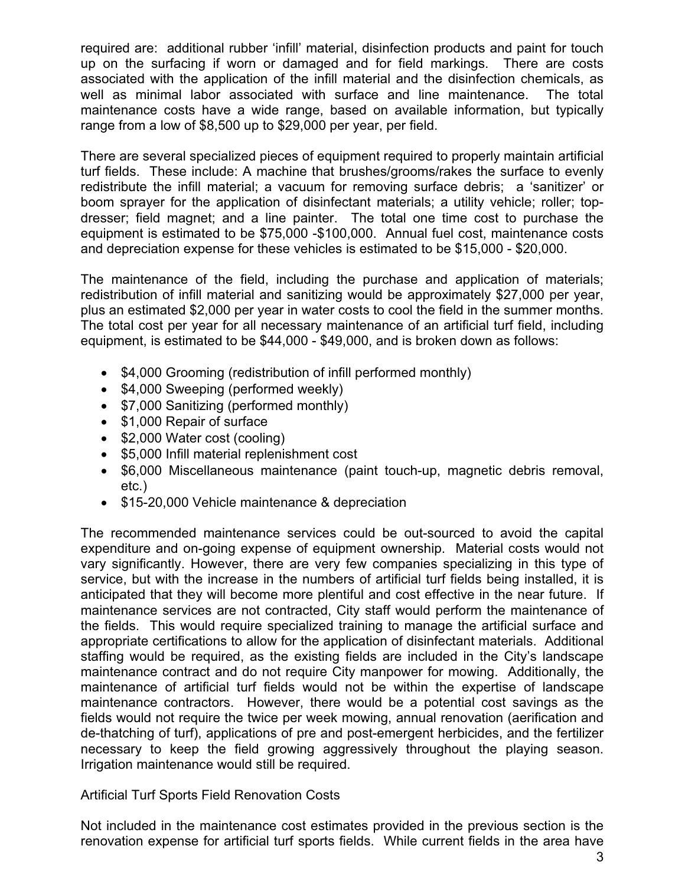required are: additional rubber 'infill' material, disinfection products and paint for touch up on the surfacing if worn or damaged and for field markings. There are costs associated with the application of the infill material and the disinfection chemicals, as well as minimal labor associated with surface and line maintenance. The total maintenance costs have a wide range, based on available information, but typically range from a low of $8,500 up to $29,000 per year, per field.

There are several specialized pieces of equipment required to properly maintain artificial turf fields. These include: A machine that brushes/grooms/rakes the surface to evenly redistribute the infill material; a vacuum for removing surface debris; a 'sanitizer' or boom sprayer for the application of disinfectant materials; a utility vehicle; roller; top-dresser; field magnet; and a line painter. The total one time cost to purchase the equipment is estimated to be $75,000 -$100,000. Annual fuel cost, maintenance costs and depreciation expense for these vehicles is estimated to be $15,000 - $20,000.

The maintenance of the field, including the purchase and application of materials; redistribution of infill material and sanitizing would be approximately $27,000 per year, plus an estimated $2,000 per year in water costs to cool the field in the summer months. The total cost per year for all necessary maintenance of an artificial turf field, including equipment, is estimated to be $44,000 - $49,000, and is broken down as follows:

- $4,000 Grooming (redistribution of infill performed monthly)
- $4,000 Sweeping (performed weekly)
- $7,000 Sanitizing (performed monthly)
- $1,000 Repair of surface
- $2,000 Water cost (cooling)
- $5,000 Infill material replenishment cost
- $6,000 Miscellaneous maintenance (paint touch-up, magnetic debris removal, etc.)
- $15-20,000 Vehicle maintenance & depreciation

The recommended maintenance services could be out-sourced to avoid the capital expenditure and on-going expense of equipment ownership. Material costs would not vary significantly. However, there are very few companies specializing in this type of service, but with the increase in the numbers of artificial turf fields being installed, it is anticipated that they will become more plentiful and cost effective in the near future. If maintenance services are not contracted, City staff would perform the maintenance of the fields. This would require specialized training to manage the artificial surface and appropriate certifications to allow for the application of disinfectant materials. Additional staffing would be required, as the existing fields are included in the City's landscape maintenance contract and do not require City manpower for mowing. Additionally, the maintenance of artificial turf fields would not be within the expertise of landscape maintenance contractors. However, there would be a potential cost savings as the fields would not require the twice per week mowing, annual renovation (aerification and de-thatching of turf), applications of pre and post-emergent herbicides, and the fertilizer necessary to keep the field growing aggressively throughout the playing season. Irrigation maintenance would still be required.

Artificial Turf Sports Field Renovation Costs

Not included in the maintenance cost estimates provided in the previous section is the renovation expense for artificial turf sports fields. While current fields in the area have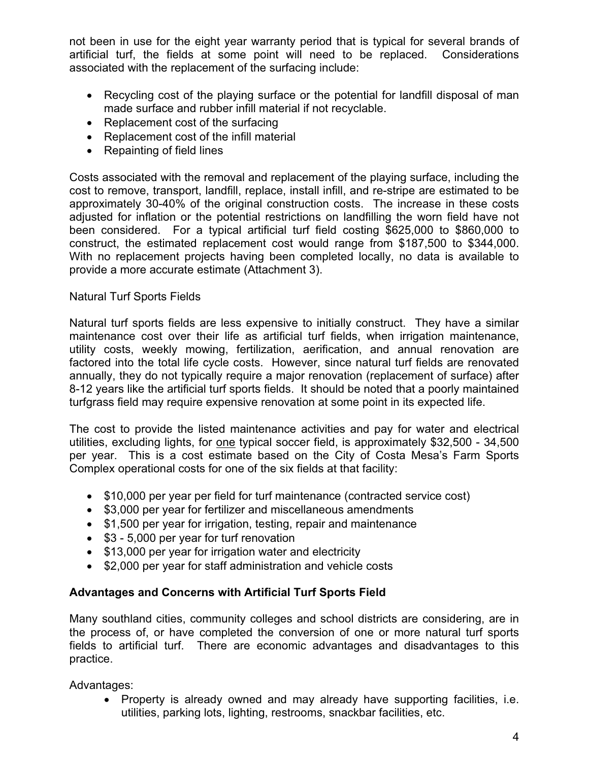not been in use for the eight year warranty period that is typical for several brands of artificial turf, the fields at some point will need to be replaced. Considerations associated with the replacement of the surfacing include:

- Recycling cost of the playing surface or the potential for landfill disposal of man made surface and rubber infill material if not recyclable.
- Replacement cost of the surfacing
- Replacement cost of the infill material
- Repainting of field lines

Costs associated with the removal and replacement of the playing surface, including the cost to remove, transport, landfill, replace, install infill, and re-stripe are estimated to be approximately 30-40% of the original construction costs. The increase in these costs adjusted for inflation or the potential restrictions on landfilling the worn field have not been considered. For a typical artificial turf field costing $625,000 to $860,000 to construct, the estimated replacement cost would range from $187,500 to $344,000. With no replacement projects having been completed locally, no data is available to provide a more accurate estimate (Attachment 3).

Natural Turf Sports Fields

Natural turf sports fields are less expensive to initially construct. They have a similar maintenance cost over their life as artificial turf fields, when irrigation maintenance, utility costs, weekly mowing, fertilization, aerification, and annual renovation are factored into the total life cycle costs. However, since natural turf fields are renovated annually, they do not typically require a major renovation (replacement of surface) after 8-12 years like the artificial turf sports fields. It should be noted that a poorly maintained turfgrass field may require expensive renovation at some point in its expected life.

The cost to provide the listed maintenance activities and pay for water and electrical utilities, excluding lights, for <u>one</u> typical soccer field, is approximately $32,500 - 34,500 per year. This is a cost estimate based on the City of Costa Mesa's Farm Sports Complex operational costs for one of the six fields at that facility:

- $10,000 per year per field for turf maintenance (contracted service cost)
- $3,000 per year for fertilizer and miscellaneous amendments
- $1,500 per year for irrigation, testing, repair and maintenance
- $3 - 5,000 per year for turf renovation
- $13,000 per year for irrigation water and electricity
- $2,000 per year for staff administration and vehicle costs

**Advantages and Concerns with Artificial Turf Sports Field**

Many southland cities, community colleges and school districts are considering, are in the process of, or have completed the conversion of one or more natural turf sports fields to artificial turf. There are economic advantages and disadvantages to this practice.

Advantages:

- Property is already owned and may already have supporting facilities, i.e. utilities, parking lots, lighting, restrooms, snackbar facilities, etc.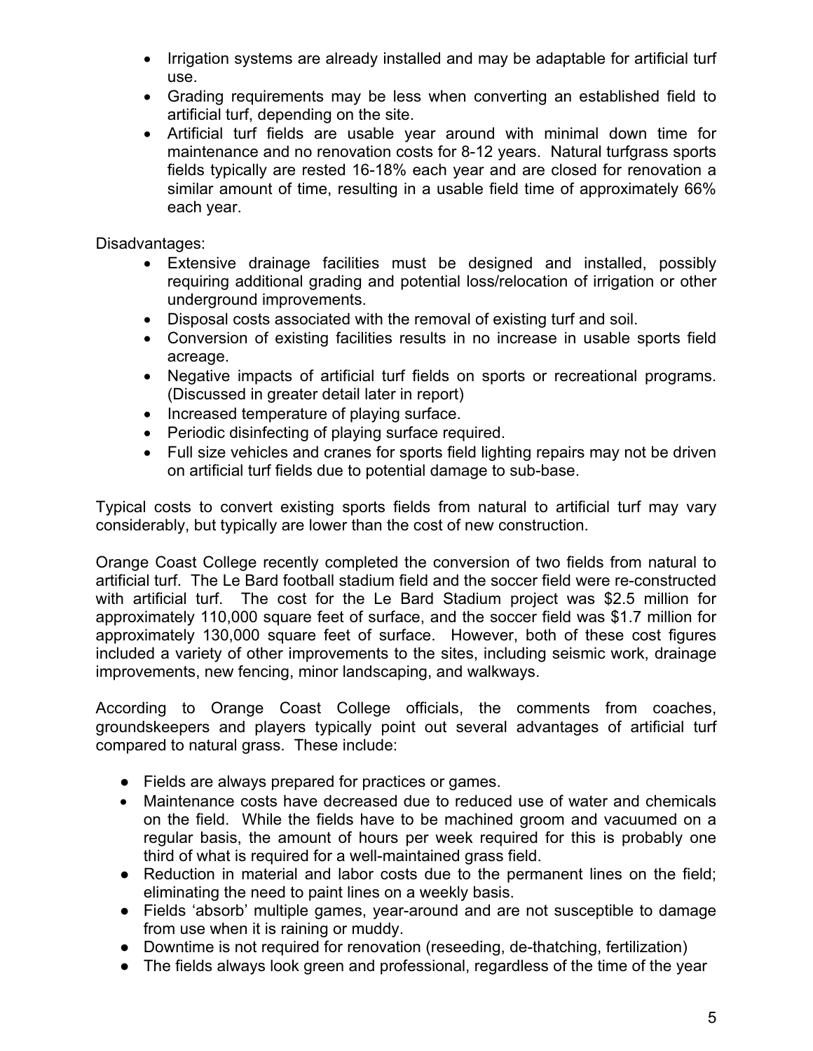- Irrigation systems are already installed and may be adaptable for artificial turf use.
- Grading requirements may be less when converting an established field to artificial turf, depending on the site.
- Artificial turf fields are usable year around with minimal down time for maintenance and no renovation costs for 8-12 years. Natural turfgrass sports fields typically are rested 16-18% each year and are closed for renovation a similar amount of time, resulting in a usable field time of approximately 66% each year.

Disadvantages:

- Extensive drainage facilities must be designed and installed, possibly requiring additional grading and potential loss/relocation of irrigation or other underground improvements.
- Disposal costs associated with the removal of existing turf and soil.
- Conversion of existing facilities results in no increase in usable sports field acreage.
- Negative impacts of artificial turf fields on sports or recreational programs. (Discussed in greater detail later in report)
- Increased temperature of playing surface.
- Periodic disinfecting of playing surface required.
- Full size vehicles and cranes for sports field lighting repairs may not be driven on artificial turf fields due to potential damage to sub-base.

Typical costs to convert existing sports fields from natural to artificial turf may vary considerably, but typically are lower than the cost of new construction.

Orange Coast College recently completed the conversion of two fields from natural to artificial turf. The Le Bard football stadium field and the soccer field were re-constructed with artificial turf. The cost for the Le Bard Stadium project was $2.5 million for approximately 110,000 square feet of surface, and the soccer field was $1.7 million for approximately 130,000 square feet of surface. However, both of these cost figures included a variety of other improvements to the sites, including seismic work, drainage improvements, new fencing, minor landscaping, and walkways.

According to Orange Coast College officials, the comments from coaches, groundskeepers and players typically point out several advantages of artificial turf compared to natural grass. These include:

- Fields are always prepared for practices or games.
- Maintenance costs have decreased due to reduced use of water and chemicals on the field. While the fields have to be machined groom and vacuumed on a regular basis, the amount of hours per week required for this is probably one third of what is required for a well-maintained grass field.
- Reduction in material and labor costs due to the permanent lines on the field; eliminating the need to paint lines on a weekly basis.
- Fields 'absorb' multiple games, year-around and are not susceptible to damage from use when it is raining or muddy.
- Downtime is not required for renovation (reseeding, de-thatching, fertilization)
- The fields always look green and professional, regardless of the time of the year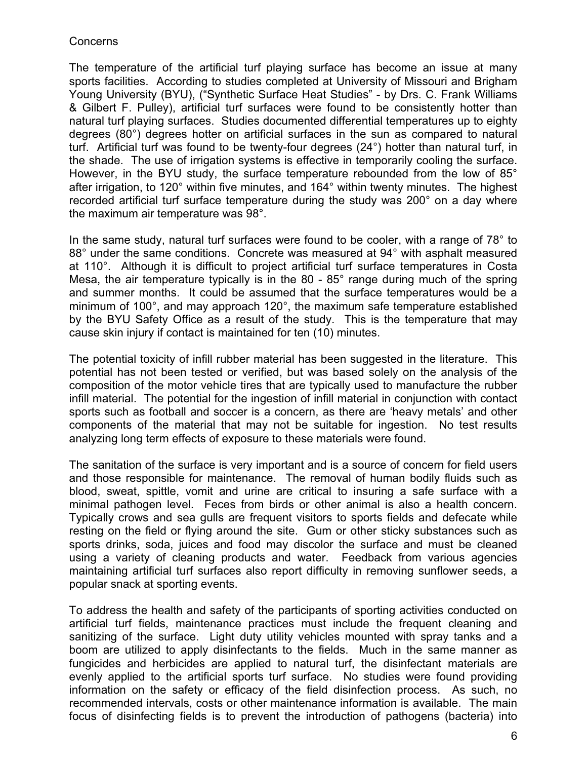Concerns

The temperature of the artificial turf playing surface has become an issue at many sports facilities. According to studies completed at University of Missouri and Brigham Young University (BYU), ("Synthetic Surface Heat Studies" - by Drs. C. Frank Williams & Gilbert F. Pulley), artificial turf surfaces were found to be consistently hotter than natural turf playing surfaces. Studies documented differential temperatures up to eighty degrees (80°) degrees hotter on artificial surfaces in the sun as compared to natural turf. Artificial turf was found to be twenty-four degrees (24°) hotter than natural turf, in the shade. The use of irrigation systems is effective in temporarily cooling the surface. However, in the BYU study, the surface temperature rebounded from the low of 85° after irrigation, to 120° within five minutes, and 164° within twenty minutes. The highest recorded artificial turf surface temperature during the study was 200° on a day where the maximum air temperature was 98°.

In the same study, natural turf surfaces were found to be cooler, with a range of 78° to 88° under the same conditions. Concrete was measured at 94° with asphalt measured at 110°. Although it is difficult to project artificial turf surface temperatures in Costa Mesa, the air temperature typically is in the 80 - 85° range during much of the spring and summer months. It could be assumed that the surface temperatures would be a minimum of 100°, and may approach 120°, the maximum safe temperature established by the BYU Safety Office as a result of the study. This is the temperature that may cause skin injury if contact is maintained for ten (10) minutes.

The potential toxicity of infill rubber material has been suggested in the literature. This potential has not been tested or verified, but was based solely on the analysis of the composition of the motor vehicle tires that are typically used to manufacture the rubber infill material. The potential for the ingestion of infill material in conjunction with contact sports such as football and soccer is a concern, as there are 'heavy metals' and other components of the material that may not be suitable for ingestion. No test results analyzing long term effects of exposure to these materials were found.

The sanitation of the surface is very important and is a source of concern for field users and those responsible for maintenance. The removal of human bodily fluids such as blood, sweat, spittle, vomit and urine are critical to insuring a safe surface with a minimal pathogen level. Feces from birds or other animal is also a health concern. Typically crows and sea gulls are frequent visitors to sports fields and defecate while resting on the field or flying around the site. Gum or other sticky substances such as sports drinks, soda, juices and food may discolor the surface and must be cleaned using a variety of cleaning products and water. Feedback from various agencies maintaining artificial turf surfaces also report difficulty in removing sunflower seeds, a popular snack at sporting events.

To address the health and safety of the participants of sporting activities conducted on artificial turf fields, maintenance practices must include the frequent cleaning and sanitizing of the surface. Light duty utility vehicles mounted with spray tanks and a boom are utilized to apply disinfectants to the fields. Much in the same manner as fungicides and herbicides are applied to natural turf, the disinfectant materials are evenly applied to the artificial sports turf surface. No studies were found providing information on the safety or efficacy of the field disinfection process. As such, no recommended intervals, costs or other maintenance information is available. The main focus of disinfecting fields is to prevent the introduction of pathogens (bacteria) into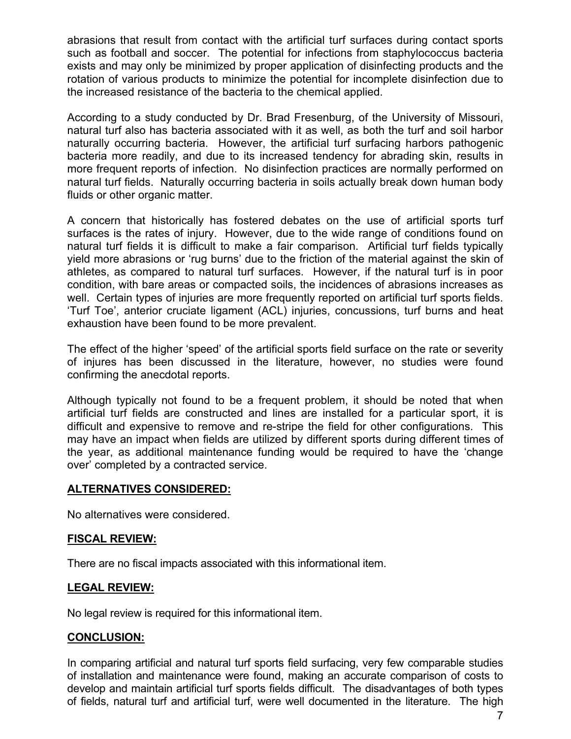abrasions that result from contact with the artificial turf surfaces during contact sports such as football and soccer. The potential for infections from staphylococcus bacteria exists and may only be minimized by proper application of disinfecting products and the rotation of various products to minimize the potential for incomplete disinfection due to the increased resistance of the bacteria to the chemical applied.

According to a study conducted by Dr. Brad Fresenburg, of the University of Missouri, natural turf also has bacteria associated with it as well, as both the turf and soil harbor naturally occurring bacteria. However, the artificial turf surfacing harbors pathogenic bacteria more readily, and due to its increased tendency for abrading skin, results in more frequent reports of infection. No disinfection practices are normally performed on natural turf fields. Naturally occurring bacteria in soils actually break down human body fluids or other organic matter.

A concern that historically has fostered debates on the use of artificial sports turf surfaces is the rates of injury. However, due to the wide range of conditions found on natural turf fields it is difficult to make a fair comparison. Artificial turf fields typically yield more abrasions or 'rug burns' due to the friction of the material against the skin of athletes, as compared to natural turf surfaces. However, if the natural turf is in poor condition, with bare areas or compacted soils, the incidences of abrasions increases as well. Certain types of injuries are more frequently reported on artificial turf sports fields. 'Turf Toe', anterior cruciate ligament (ACL) injuries, concussions, turf burns and heat exhaustion have been found to be more prevalent.

The effect of the higher 'speed' of the artificial sports field surface on the rate or severity of injures has been discussed in the literature, however, no studies were found confirming the anecdotal reports.

Although typically not found to be a frequent problem, it should be noted that when artificial turf fields are constructed and lines are installed for a particular sport, it is difficult and expensive to remove and re-stripe the field for other configurations. This may have an impact when fields are utilized by different sports during different times of the year, as additional maintenance funding would be required to have the 'change over' completed by a contracted service.

## ALTERNATIVES CONSIDERED:

No alternatives were considered.

## FISCAL REVIEW:

There are no fiscal impacts associated with this informational item.

## LEGAL REVIEW:

No legal review is required for this informational item.

## CONCLUSION:

In comparing artificial and natural turf sports field surfacing, very few comparable studies of installation and maintenance were found, making an accurate comparison of costs to develop and maintain artificial turf sports fields difficult. The disadvantages of both types of fields, natural turf and artificial turf, were well documented in the literature. The high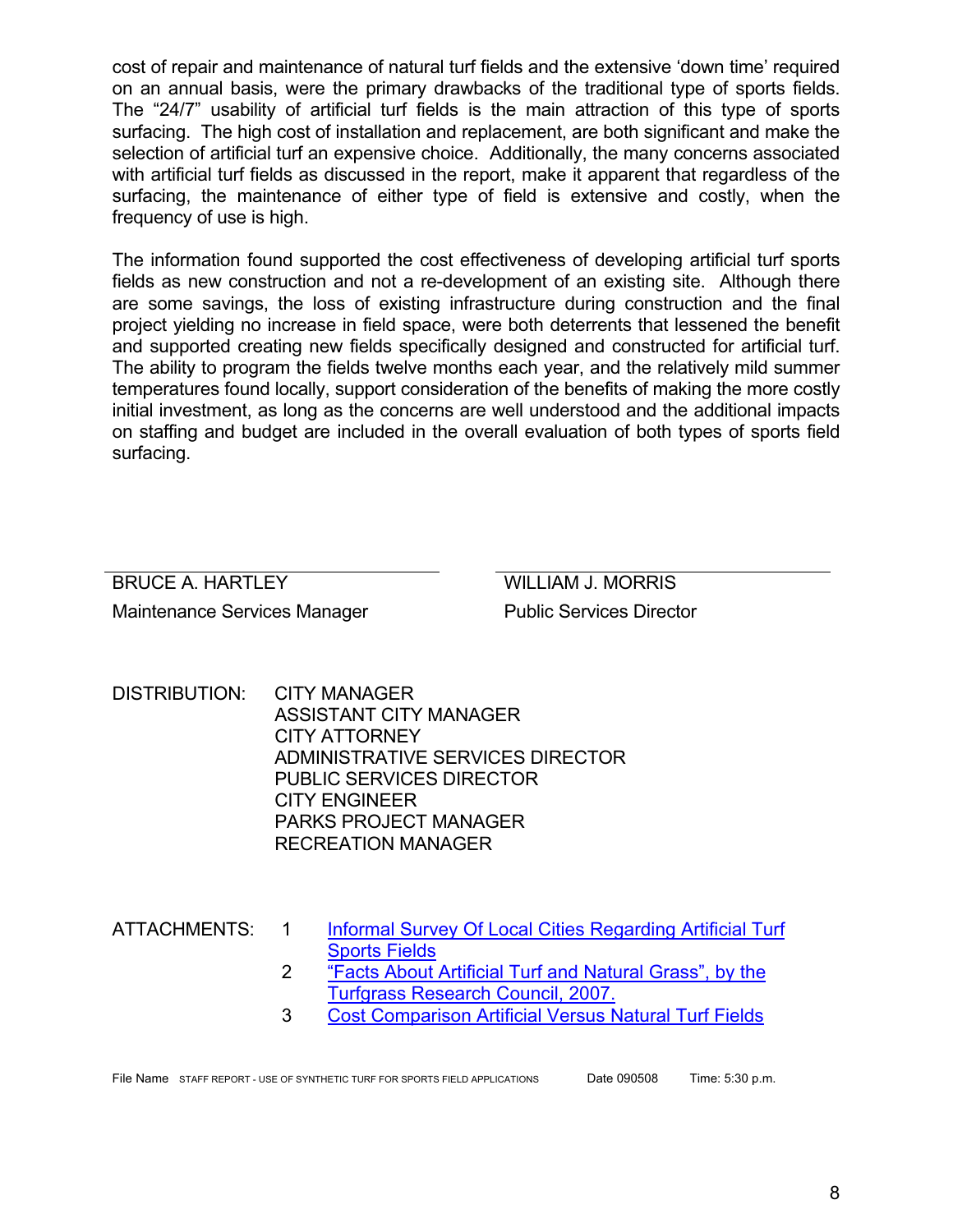cost of repair and maintenance of natural turf fields and the extensive 'down time' required on an annual basis, were the primary drawbacks of the traditional type of sports fields. The "24/7" usability of artificial turf fields is the main attraction of this type of sports surfacing. The high cost of installation and replacement, are both significant and make the selection of artificial turf an expensive choice. Additionally, the many concerns associated with artificial turf fields as discussed in the report, make it apparent that regardless of the surfacing, the maintenance of either type of field is extensive and costly, when the frequency of use is high.

The information found supported the cost effectiveness of developing artificial turf sports fields as new construction and not a re-development of an existing site. Although there are some savings, the loss of existing infrastructure during construction and the final project yielding no increase in field space, were both deterrents that lessened the benefit and supported creating new fields specifically designed and constructed for artificial turf. The ability to program the fields twelve months each year, and the relatively mild summer temperatures found locally, support consideration of the benefits of making the more costly initial investment, as long as the concerns are well understood and the additional impacts on staffing and budget are included in the overall evaluation of both types of sports field surfacing.

BRUCE A. HARTLEY
Maintenance Services Manager

WILLIAM J. MORRIS
Public Services Director

DISTRIBUTION:
CITY MANAGER
ASSISTANT CITY MANAGER
CITY ATTORNEY
ADMINISTRATIVE SERVICES DIRECTOR
PUBLIC SERVICES DIRECTOR
CITY ENGINEER
PARKS PROJECT MANAGER
RECREATION MANAGER

ATTACHMENTS:
1. Informal Survey Of Local Cities Regarding Artificial Turf Sports Fields
2. "Facts About Artificial Turf and Natural Grass", by the Turfgrass Research Council, 2007.
3. Cost Comparison Artificial Versus Natural Turf Fields

File Name STAFF REPORT - USE OF SYNTHETIC TURF FOR SPORTS FIELD APPLICATIONS Date 090508 Time: 5:30 p.m.